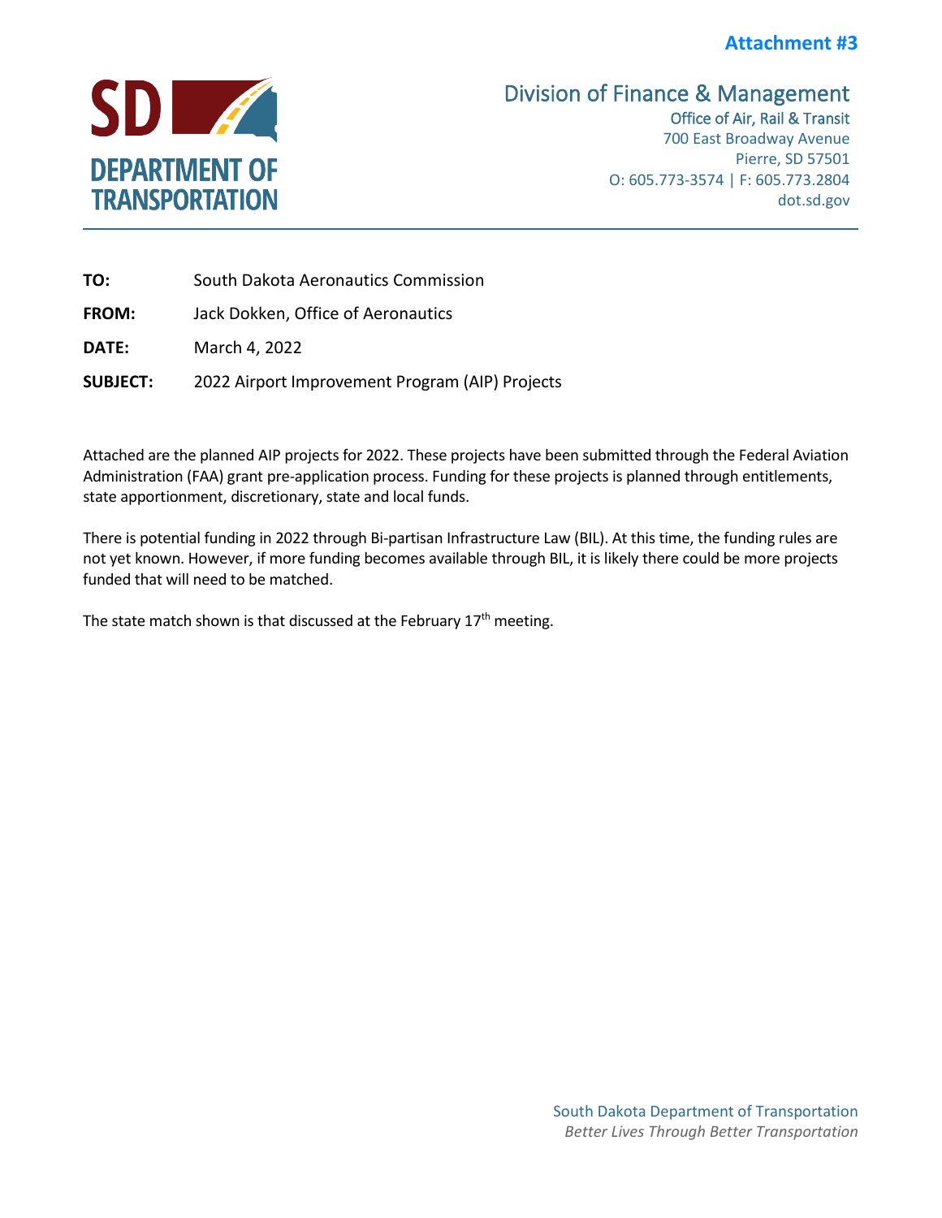**Attachment #3**

SD DEPARTMENT OF TRANSPORTATION

Division of Finance & Management
Office of Air, Rail & Transit
700 East Broadway Avenue
Pierre, SD 57501
O: 605.773-3574 | F: 605.773.2804
dot.sd.gov

---

**TO:** South Dakota Aeronautics Commission

**FROM:** Jack Dokken, Office of Aeronautics

**DATE:** March 4, 2022

**SUBJECT:** 2022 Airport Improvement Program (AIP) Projects

Attached are the planned AIP projects for 2022. These projects have been submitted through the Federal Aviation Administration (FAA) grant pre-application process. Funding for these projects is planned through entitlements, state apportionment, discretionary, state and local funds.

There is potential funding in 2022 through Bi-partisan Infrastructure Law (BIL). At this time, the funding rules are not yet known. However, if more funding becomes available through BIL, it is likely there could be more projects funded that will need to be matched.

The state match shown is that discussed at the February 17th meeting.

South Dakota Department of Transportation
*Better Lives Through Better Transportation*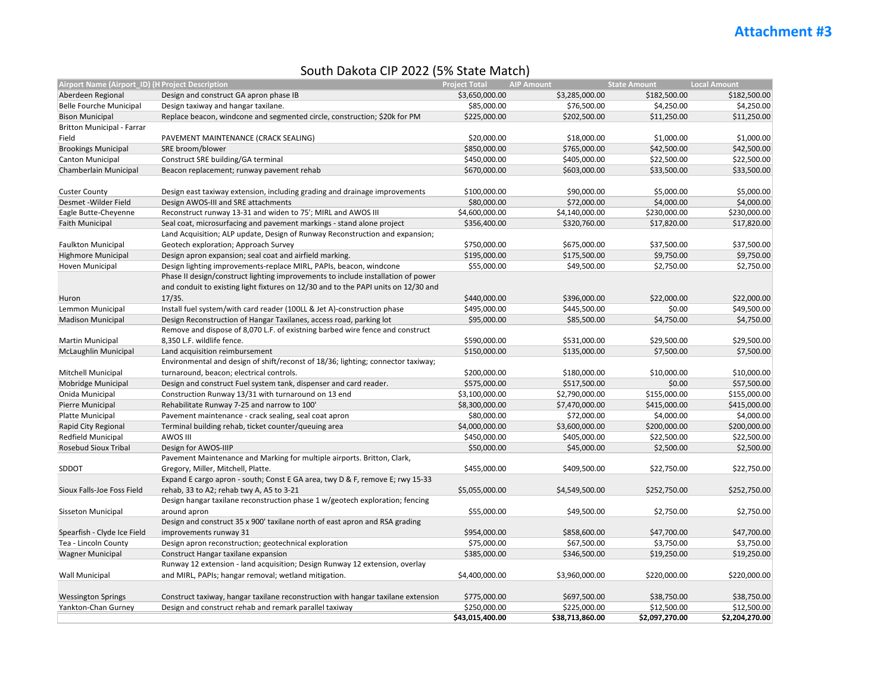**Attachment #3**

# South Dakota CIP 2022 (5% State Match)

| Airport Name (Airport_ID) (H | Project Description | Project Total | AIP Amount | State Amount | Local Amount |
|---|---|---|---|---|---|
| Aberdeen Regional | Design and construct GA apron phase IB | $3,650,000.00 | $3,285,000.00 | $182,500.00 | $182,500.00 |
| Belle Fourche Municipal | Design taxiway and hangar taxilane. | $85,000.00 | $76,500.00 | $4,250.00 | $4,250.00 |
| Bison Municipal | Replace beacon, windcone and segmented circle, construction; $20k for PM | $225,000.00 | $202,500.00 | $11,250.00 | $11,250.00 |
| Britton Municipal - Farrar Field | PAVEMENT MAINTENANCE (CRACK SEALING) | $20,000.00 | $18,000.00 | $1,000.00 | $1,000.00 |
| Brookings Municipal | SRE broom/blower | $850,000.00 | $765,000.00 | $42,500.00 | $42,500.00 |
| Canton Municipal | Construct SRE building/GA terminal | $450,000.00 | $405,000.00 | $22,500.00 | $22,500.00 |
| Chamberlain Municipal | Beacon replacement; runway pavement rehab | $670,000.00 | $603,000.00 | $33,500.00 | $33,500.00 |
| Custer County | Design east taxiway extension, including grading and drainage improvements | $100,000.00 | $90,000.00 | $5,000.00 | $5,000.00 |
| Desmet -Wilder Field | Design AWOS-III and SRE attachments | $80,000.00 | $72,000.00 | $4,000.00 | $4,000.00 |
| Eagle Butte-Cheyenne | Reconstruct runway 13-31 and widen to 75'; MIRL and AWOS III | $4,600,000.00 | $4,140,000.00 | $230,000.00 | $230,000.00 |
| Faith Municipal | Seal coat, microsurfacing and pavement markings - stand alone project | $356,400.00 | $320,760.00 | $17,820.00 | $17,820.00 |
| Faulkton Municipal | Land Acquisition; ALP update, Design of Runway Reconstruction and expansion; Geotech exploration; Approach Survey | $750,000.00 | $675,000.00 | $37,500.00 | $37,500.00 |
| Highmore Municipal | Design apron expansion; seal coat and airfield marking. | $195,000.00 | $175,500.00 | $9,750.00 | $9,750.00 |
| Hoven Municipal | Design lighting improvements-replace MIRL, PAPIs, beacon, windcone | $55,000.00 | $49,500.00 | $2,750.00 | $2,750.00 |
| Huron | Phase II design/construct lighting improvements to include installation of power and conduit to existing light fixtures on 12/30 and to the PAPI units on 12/30 and 17/35. | $440,000.00 | $396,000.00 | $22,000.00 | $22,000.00 |
| Lemmon Municipal | Install fuel system/with card reader (100LL & Jet A)-construction phase | $495,000.00 | $445,500.00 | $0.00 | $49,500.00 |
| Madison Municipal | Design Reconstruction of Hangar Taxilanes, access road, parking lot | $95,000.00 | $85,500.00 | $4,750.00 | $4,750.00 |
| Martin Municipal | Remove and dispose of 8,070 L.F. of existning barbed wire fence and construct 8,350 L.F. wildlife fence. | $590,000.00 | $531,000.00 | $29,500.00 | $29,500.00 |
| McLaughlin Municipal | Land acquisition reimbursement | $150,000.00 | $135,000.00 | $7,500.00 | $7,500.00 |
| Mitchell Municipal | Environmental and design of shift/reconst of 18/36; lighting; connector taxiway; turnaround, beacon; electrical controls. | $200,000.00 | $180,000.00 | $10,000.00 | $10,000.00 |
| Mobridge Municipal | Design and construct Fuel system tank, dispenser and card reader. | $575,000.00 | $517,500.00 | $0.00 | $57,500.00 |
| Onida Municipal | Construction Runway 13/31 with turnaround on 13 end | $3,100,000.00 | $2,790,000.00 | $155,000.00 | $155,000.00 |
| Pierre Municipal | Rehabilitate Runway 7-25 and narrow to 100' | $8,300,000.00 | $7,470,000.00 | $415,000.00 | $415,000.00 |
| Platte Municipal | Pavement maintenance - crack sealing, seal coat apron | $80,000.00 | $72,000.00 | $4,000.00 | $4,000.00 |
| Rapid City Regional | Terminal building rehab, ticket counter/queuing area | $4,000,000.00 | $3,600,000.00 | $200,000.00 | $200,000.00 |
| Redfield Municipal | AWOS III | $450,000.00 | $405,000.00 | $22,500.00 | $22,500.00 |
| Rosebud Sioux Tribal | Design for AWOS-IIIP | $50,000.00 | $45,000.00 | $2,500.00 | $2,500.00 |
| SDDOT | Pavement Maintenance and Marking for multiple airports. Britton, Clark, Gregory, Miller, Mitchell, Platte. | $455,000.00 | $409,500.00 | $22,750.00 | $22,750.00 |
| Sioux Falls-Joe Foss Field | Expand E cargo apron - south; Const E GA area, twy D & F, remove E; rwy 15-33 rehab, 33 to A2; rehab twy A, A5 to 3-21 | $5,055,000.00 | $4,549,500.00 | $252,750.00 | $252,750.00 |
| Sisseton Municipal | Design hangar taxilane reconstruction phase 1 w/geotech exploration; fencing around apron | $55,000.00 | $49,500.00 | $2,750.00 | $2,750.00 |
| Spearfish - Clyde Ice Field | Design and construct 35 x 900' taxilane north of east apron and RSA grading improvements runway 31 | $954,000.00 | $858,600.00 | $47,700.00 | $47,700.00 |
| Tea - Lincoln County | Design apron reconstruction; geotechnical exploration | $75,000.00 | $67,500.00 | $3,750.00 | $3,750.00 |
| Wagner Municipal | Construct Hangar taxilane expansion | $385,000.00 | $346,500.00 | $19,250.00 | $19,250.00 |
| Wall Municipal | Runway 12 extension - land acquisition; Design Runway 12 extension, overlay and MIRL, PAPIs; hangar removal; wetland mitigation. | $4,400,000.00 | $3,960,000.00 | $220,000.00 | $220,000.00 |
| Wessington Springs | Construct taxiway, hangar taxilane reconstruction with hangar taxilane extension | $775,000.00 | $697,500.00 | $38,750.00 | $38,750.00 |
| Yankton-Chan Gurney | Design and construct rehab and remark parallel taxiway | $250,000.00 | $225,000.00 | $12,500.00 | $12,500.00 |
| | | **$43,015,400.00** | **$38,713,860.00** | **$2,097,270.00** | **$2,204,270.00** |